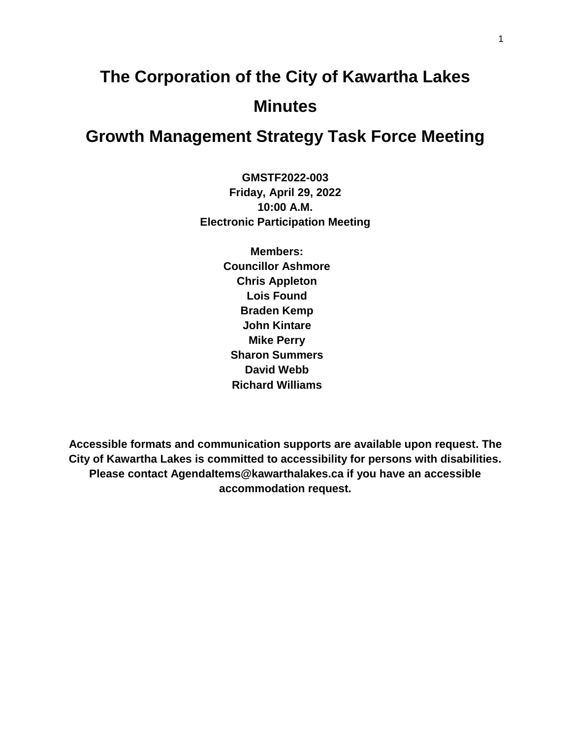# The Corporation of the City of Kawartha Lakes

# Minutes

# Growth Management Strategy Task Force Meeting

**GMSTF2022-003**
**Friday, April 29, 2022**
**10:00 A.M.**
**Electronic Participation Meeting**

**Members:**
**Councillor Ashmore**
**Chris Appleton**
**Lois Found**
**Braden Kemp**
**John Kintare**
**Mike Perry**
**Sharon Summers**
**David Webb**
**Richard Williams**

**Accessible formats and communication supports are available upon request. The City of Kawartha Lakes is committed to accessibility for persons with disabilities. Please contact AgendaItems@kawarthalakes.ca if you have an accessible accommodation request.**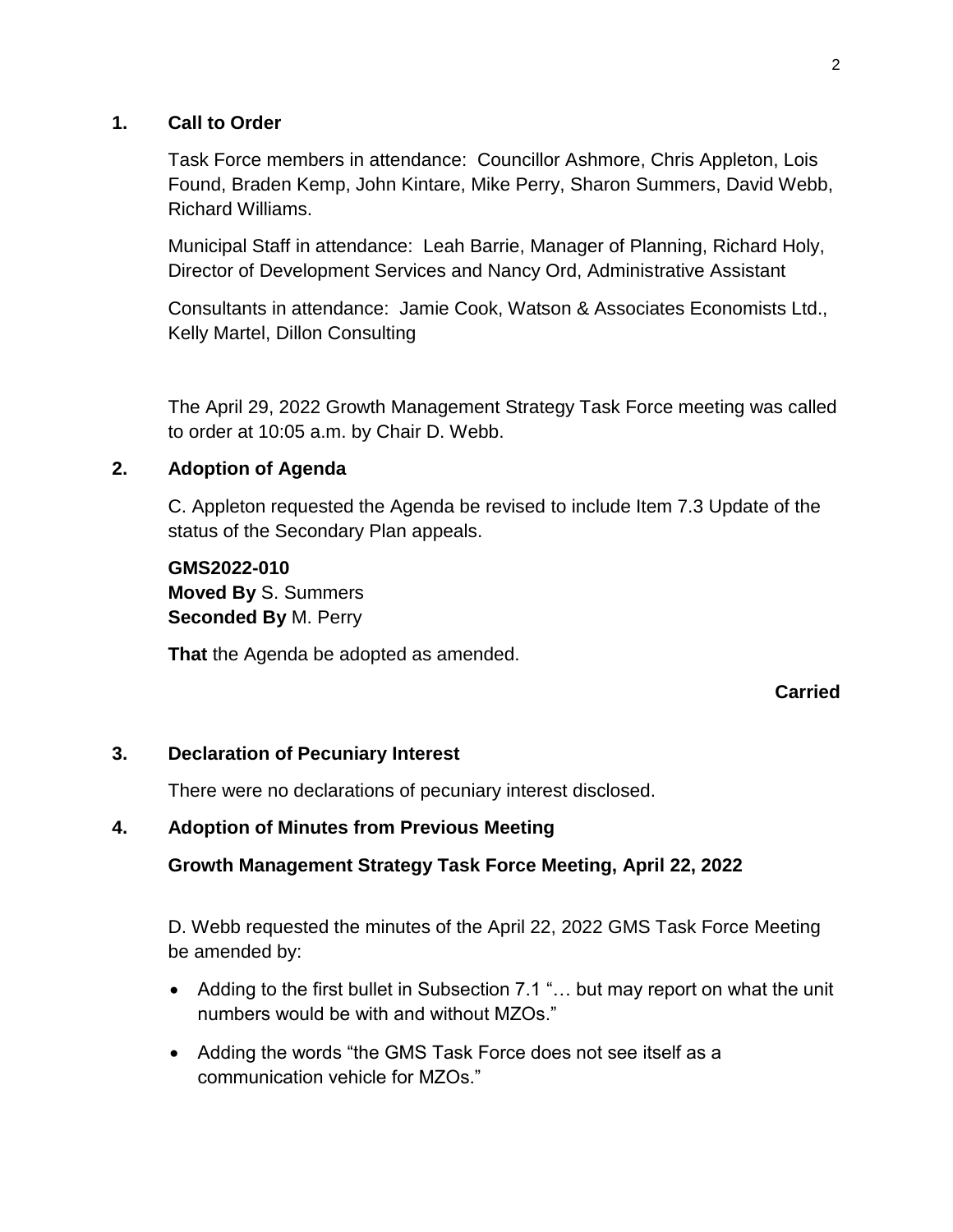## 1. Call to Order

Task Force members in attendance: Councillor Ashmore, Chris Appleton, Lois Found, Braden Kemp, John Kintare, Mike Perry, Sharon Summers, David Webb, Richard Williams.

Municipal Staff in attendance: Leah Barrie, Manager of Planning, Richard Holy, Director of Development Services and Nancy Ord, Administrative Assistant

Consultants in attendance: Jamie Cook, Watson & Associates Economists Ltd., Kelly Martel, Dillon Consulting

The April 29, 2022 Growth Management Strategy Task Force meeting was called to order at 10:05 a.m. by Chair D. Webb.

## 2. Adoption of Agenda

C. Appleton requested the Agenda be revised to include Item 7.3 Update of the status of the Secondary Plan appeals.

**GMS2022-010**
**Moved By** S. Summers
**Seconded By** M. Perry

**That** the Agenda be adopted as amended.

**Carried**

## 3. Declaration of Pecuniary Interest

There were no declarations of pecuniary interest disclosed.

## 4. Adoption of Minutes from Previous Meeting

### Growth Management Strategy Task Force Meeting, April 22, 2022

D. Webb requested the minutes of the April 22, 2022 GMS Task Force Meeting be amended by:

- Adding to the first bullet in Subsection 7.1 "… but may report on what the unit numbers would be with and without MZOs."
- Adding the words "the GMS Task Force does not see itself as a communication vehicle for MZOs."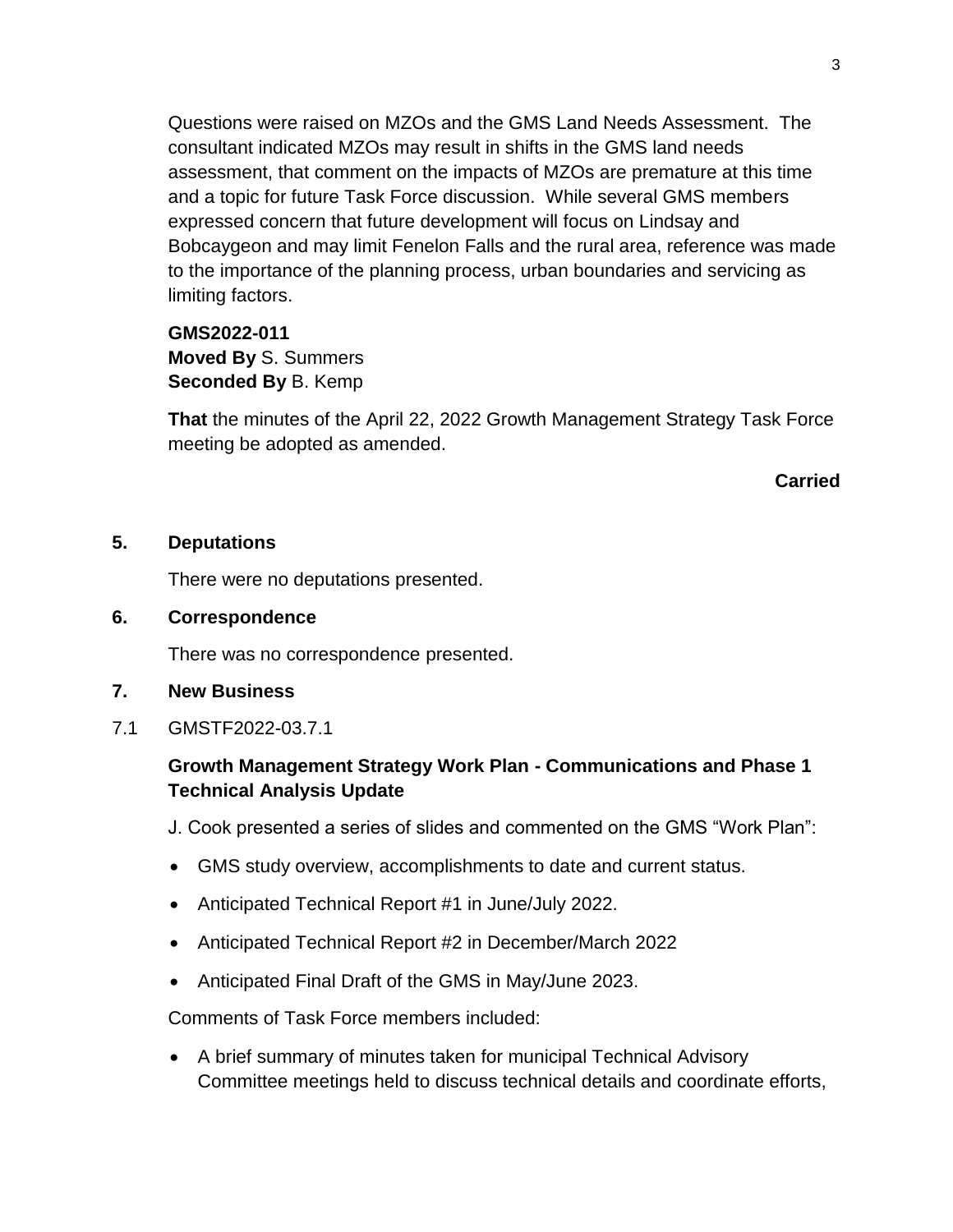Questions were raised on MZOs and the GMS Land Needs Assessment. The consultant indicated MZOs may result in shifts in the GMS land needs assessment, that comment on the impacts of MZOs are premature at this time and a topic for future Task Force discussion. While several GMS members expressed concern that future development will focus on Lindsay and Bobcaygeon and may limit Fenelon Falls and the rural area, reference was made to the importance of the planning process, urban boundaries and servicing as limiting factors.

**GMS2022-011**
**Moved By** S. Summers
**Seconded By** B. Kemp

**That** the minutes of the April 22, 2022 Growth Management Strategy Task Force meeting be adopted as amended.

**Carried**

## 5. Deputations

There were no deputations presented.

## 6. Correspondence

There was no correspondence presented.

## 7. New Business

7.1 GMSTF2022-03.7.1

### Growth Management Strategy Work Plan - Communications and Phase 1 Technical Analysis Update

J. Cook presented a series of slides and commented on the GMS "Work Plan":

- GMS study overview, accomplishments to date and current status.
- Anticipated Technical Report #1 in June/July 2022.
- Anticipated Technical Report #2 in December/March 2022
- Anticipated Final Draft of the GMS in May/June 2023.

Comments of Task Force members included:

- A brief summary of minutes taken for municipal Technical Advisory Committee meetings held to discuss technical details and coordinate efforts,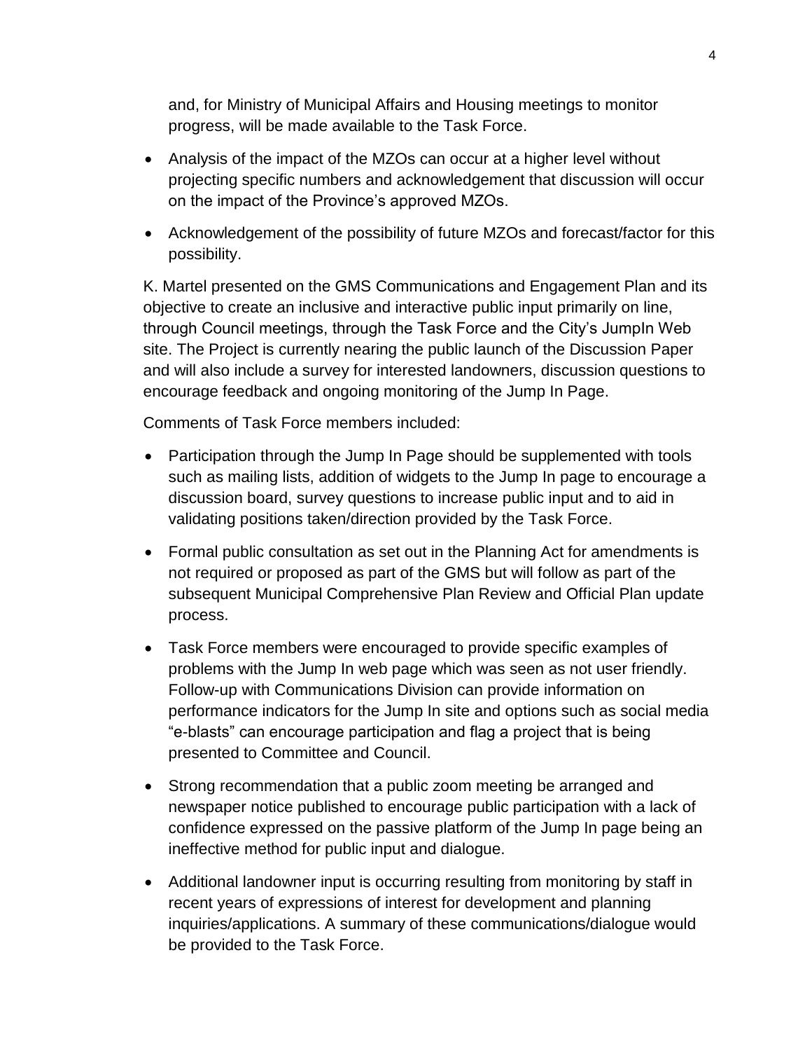and, for Ministry of Municipal Affairs and Housing meetings to monitor progress, will be made available to the Task Force.

- Analysis of the impact of the MZOs can occur at a higher level without projecting specific numbers and acknowledgement that discussion will occur on the impact of the Province's approved MZOs.
- Acknowledgement of the possibility of future MZOs and forecast/factor for this possibility.

K. Martel presented on the GMS Communications and Engagement Plan and its objective to create an inclusive and interactive public input primarily on line, through Council meetings, through the Task Force and the City's JumpIn Web site. The Project is currently nearing the public launch of the Discussion Paper and will also include a survey for interested landowners, discussion questions to encourage feedback and ongoing monitoring of the Jump In Page.

Comments of Task Force members included:

- Participation through the Jump In Page should be supplemented with tools such as mailing lists, addition of widgets to the Jump In page to encourage a discussion board, survey questions to increase public input and to aid in validating positions taken/direction provided by the Task Force.
- Formal public consultation as set out in the Planning Act for amendments is not required or proposed as part of the GMS but will follow as part of the subsequent Municipal Comprehensive Plan Review and Official Plan update process.
- Task Force members were encouraged to provide specific examples of problems with the Jump In web page which was seen as not user friendly. Follow-up with Communications Division can provide information on performance indicators for the Jump In site and options such as social media "e-blasts" can encourage participation and flag a project that is being presented to Committee and Council.
- Strong recommendation that a public zoom meeting be arranged and newspaper notice published to encourage public participation with a lack of confidence expressed on the passive platform of the Jump In page being an ineffective method for public input and dialogue.
- Additional landowner input is occurring resulting from monitoring by staff in recent years of expressions of interest for development and planning inquiries/applications. A summary of these communications/dialogue would be provided to the Task Force.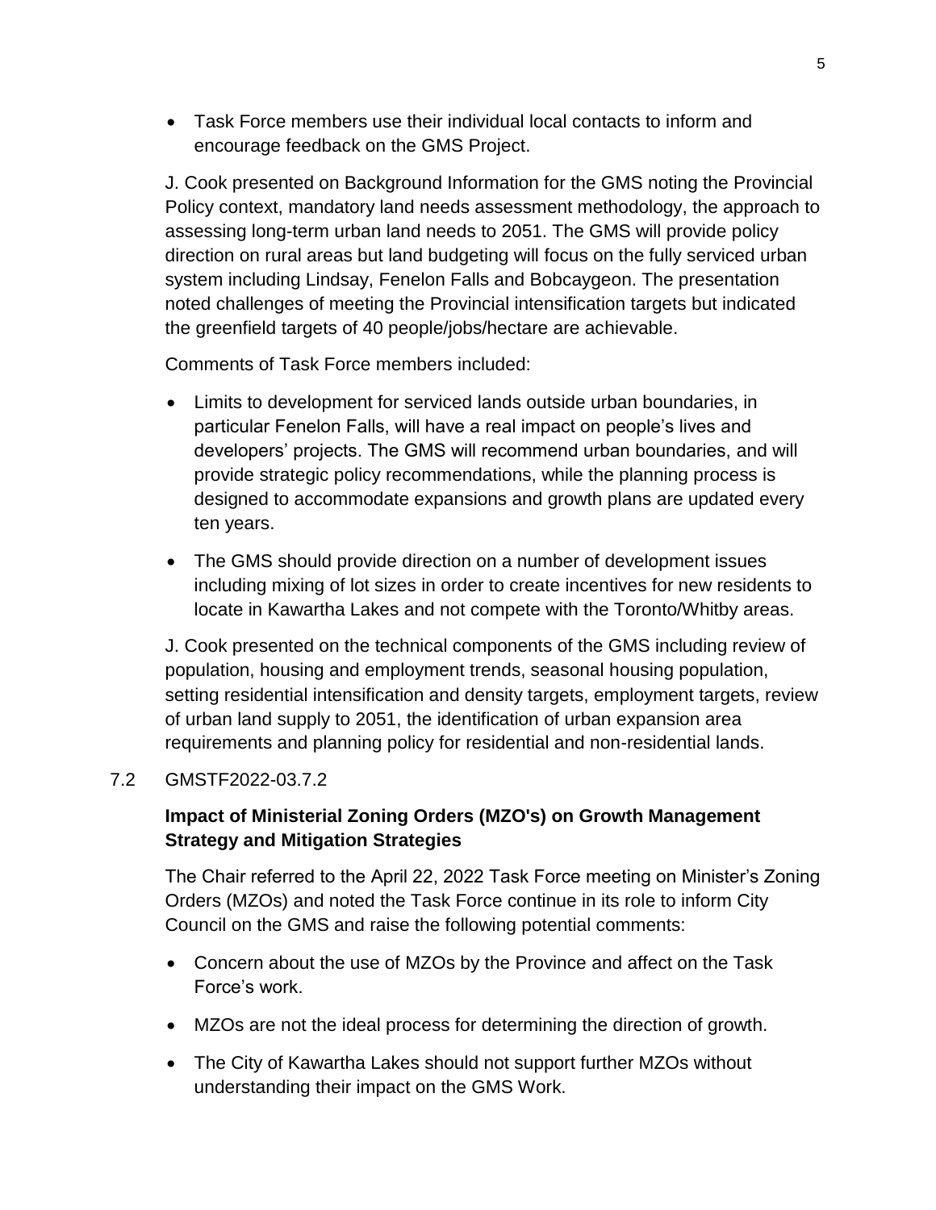- Task Force members use their individual local contacts to inform and encourage feedback on the GMS Project.

J. Cook presented on Background Information for the GMS noting the Provincial Policy context, mandatory land needs assessment methodology, the approach to assessing long-term urban land needs to 2051. The GMS will provide policy direction on rural areas but land budgeting will focus on the fully serviced urban system including Lindsay, Fenelon Falls and Bobcaygeon. The presentation noted challenges of meeting the Provincial intensification targets but indicated the greenfield targets of 40 people/jobs/hectare are achievable.

Comments of Task Force members included:

- Limits to development for serviced lands outside urban boundaries, in particular Fenelon Falls, will have a real impact on people's lives and developers' projects. The GMS will recommend urban boundaries, and will provide strategic policy recommendations, while the planning process is designed to accommodate expansions and growth plans are updated every ten years.
- The GMS should provide direction on a number of development issues including mixing of lot sizes in order to create incentives for new residents to locate in Kawartha Lakes and not compete with the Toronto/Whitby areas.

J. Cook presented on the technical components of the GMS including review of population, housing and employment trends, seasonal housing population, setting residential intensification and density targets, employment targets, review of urban land supply to 2051, the identification of urban expansion area requirements and planning policy for residential and non-residential lands.

7.2 GMSTF2022-03.7.2

**Impact of Ministerial Zoning Orders (MZO's) on Growth Management Strategy and Mitigation Strategies**

The Chair referred to the April 22, 2022 Task Force meeting on Minister's Zoning Orders (MZOs) and noted the Task Force continue in its role to inform City Council on the GMS and raise the following potential comments:

- Concern about the use of MZOs by the Province and affect on the Task Force's work.
- MZOs are not the ideal process for determining the direction of growth.
- The City of Kawartha Lakes should not support further MZOs without understanding their impact on the GMS Work.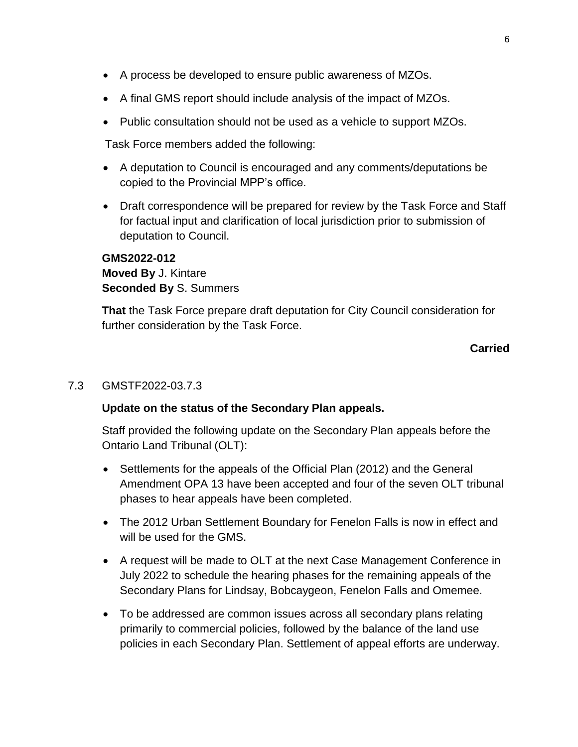- A process be developed to ensure public awareness of MZOs.
- A final GMS report should include analysis of the impact of MZOs.
- Public consultation should not be used as a vehicle to support MZOs.

Task Force members added the following:

- A deputation to Council is encouraged and any comments/deputations be copied to the Provincial MPP's office.
- Draft correspondence will be prepared for review by the Task Force and Staff for factual input and clarification of local jurisdiction prior to submission of deputation to Council.

**GMS2022-012**
**Moved By** J. Kintare
**Seconded By** S. Summers

**That** the Task Force prepare draft deputation for City Council consideration for further consideration by the Task Force.

**Carried**

7.3 GMSTF2022-03.7.3

**Update on the status of the Secondary Plan appeals.**

Staff provided the following update on the Secondary Plan appeals before the Ontario Land Tribunal (OLT):

- Settlements for the appeals of the Official Plan (2012) and the General Amendment OPA 13 have been accepted and four of the seven OLT tribunal phases to hear appeals have been completed.
- The 2012 Urban Settlement Boundary for Fenelon Falls is now in effect and will be used for the GMS.
- A request will be made to OLT at the next Case Management Conference in July 2022 to schedule the hearing phases for the remaining appeals of the Secondary Plans for Lindsay, Bobcaygeon, Fenelon Falls and Omemee.
- To be addressed are common issues across all secondary plans relating primarily to commercial policies, followed by the balance of the land use policies in each Secondary Plan. Settlement of appeal efforts are underway.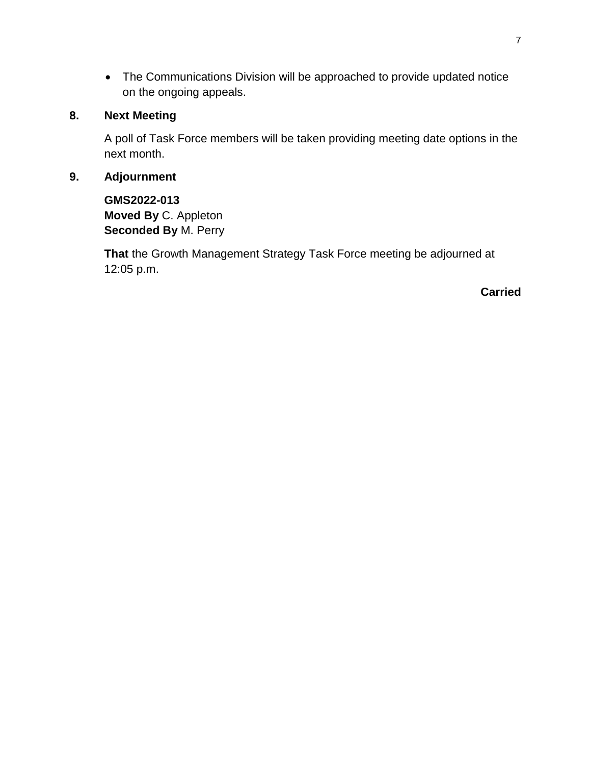- The Communications Division will be approached to provide updated notice on the ongoing appeals.

## 8. Next Meeting

A poll of Task Force members will be taken providing meeting date options in the next month.

## 9. Adjournment

**GMS2022-013**
**Moved By** C. Appleton
**Seconded By** M. Perry

**That** the Growth Management Strategy Task Force meeting be adjourned at 12:05 p.m.

**Carried**